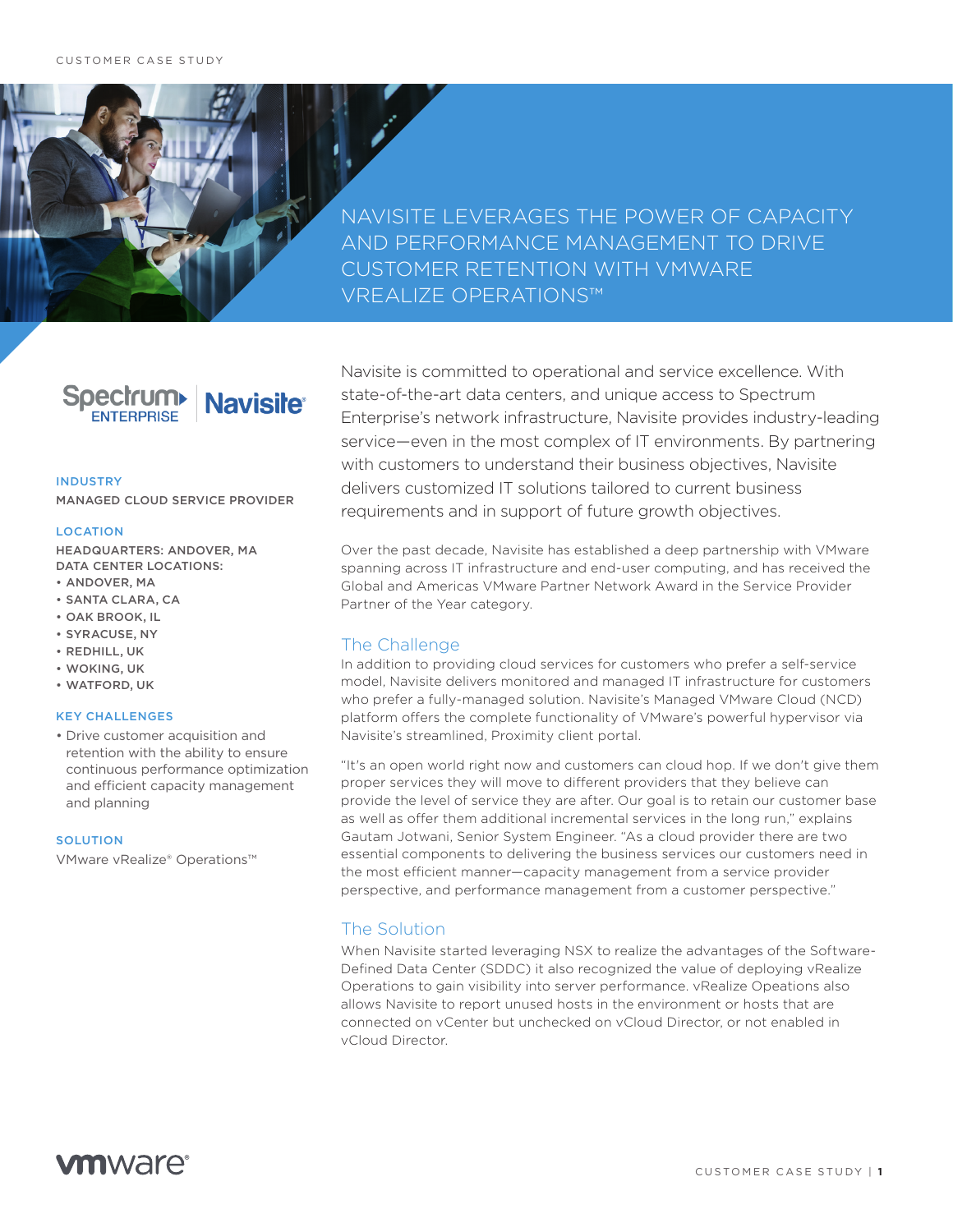CUSTOMER CASE STUDY

# NAVISITE LEVERAGES THE POWER OF CAPACITY AND PERFORMANCE MANAGEMENT TO DRIVE CUSTOMER RETENTION WITH VMWARE VREALIZE OPERATIONS™

Spectrum ENTERPRISE | Navisite

**INDUSTRY**

MANAGED CLOUD SERVICE PROVIDER

**LOCATION**

HEADQUARTERS: ANDOVER, MA

DATA CENTER LOCATIONS:

- ANDOVER, MA
- SANTA CLARA, CA
- OAK BROOK, IL
- SYRACUSE, NY
- REDHILL, UK
- WOKING, UK
- WATFORD, UK

**KEY CHALLENGES**

- Drive customer acquisition and retention with the ability to ensure continuous performance optimization and efficient capacity management and planning

**SOLUTION**

VMware vRealize® Operations™

Navisite is committed to operational and service excellence. With state-of-the-art data centers, and unique access to Spectrum Enterprise's network infrastructure, Navisite provides industry-leading service—even in the most complex of IT environments. By partnering with customers to understand their business objectives, Navisite delivers customized IT solutions tailored to current business requirements and in support of future growth objectives.

Over the past decade, Navisite has established a deep partnership with VMware spanning across IT infrastructure and end-user computing, and has received the Global and Americas VMware Partner Network Award in the Service Provider Partner of the Year category.

## The Challenge

In addition to providing cloud services for customers who prefer a self-service model, Navisite delivers monitored and managed IT infrastructure for customers who prefer a fully-managed solution. Navisite's Managed VMware Cloud (NCD) platform offers the complete functionality of VMware's powerful hypervisor via Navisite's streamlined, Proximity client portal.

"It's an open world right now and customers can cloud hop. If we don't give them proper services they will move to different providers that they believe can provide the level of service they are after. Our goal is to retain our customer base as well as offer them additional incremental services in the long run," explains Gautam Jotwani, Senior System Engineer. "As a cloud provider there are two essential components to delivering the business services our customers need in the most efficient manner—capacity management from a service provider perspective, and performance management from a customer perspective."

## The Solution

When Navisite started leveraging NSX to realize the advantages of the Software-Defined Data Center (SDDC) it also recognized the value of deploying vRealize Operations to gain visibility into server performance. vRealize Opeations also allows Navisite to report unused hosts in the environment or hosts that are connected on vCenter but unchecked on vCloud Director, or not enabled in vCloud Director.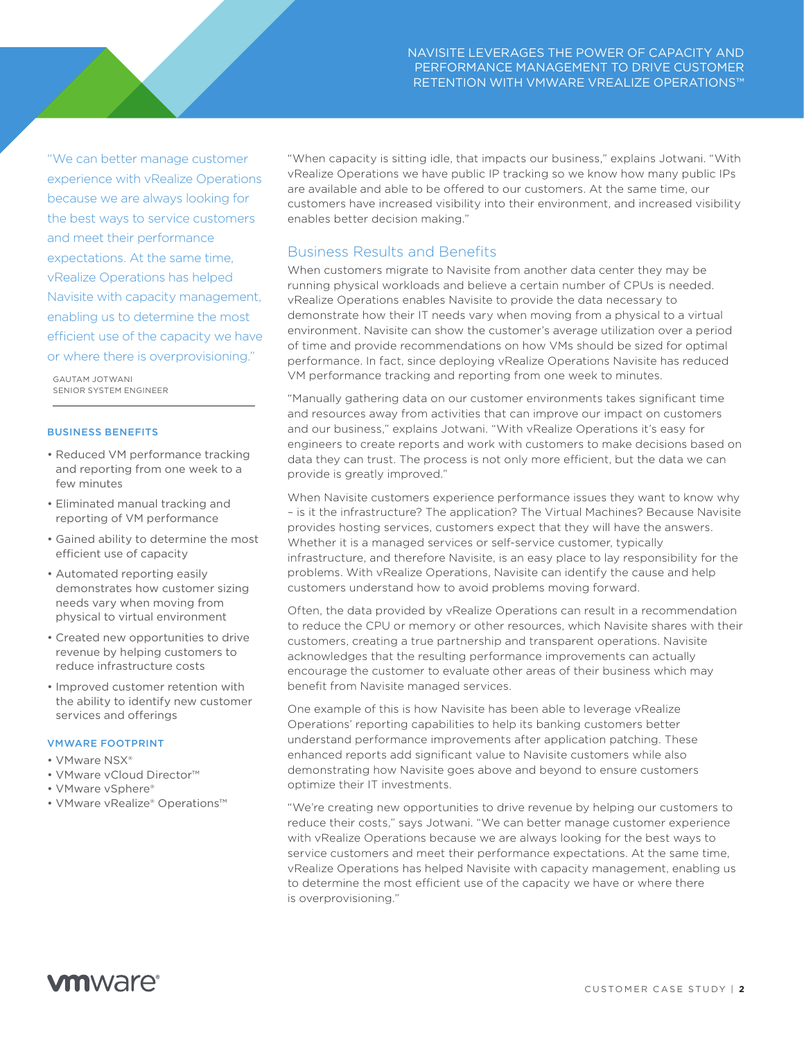"We can better manage customer experience with vRealize Operations because we are always looking for the best ways to service customers and meet their performance expectations. At the same time, vRealize Operations has helped Navisite with capacity management, enabling us to determine the most efficient use of the capacity we have or where there is overprovisioning."

GAUTAM JOTWANI
SENIOR SYSTEM ENGINEER

**BUSINESS BENEFITS**

- Reduced VM performance tracking and reporting from one week to a few minutes
- Eliminated manual tracking and reporting of VM performance
- Gained ability to determine the most efficient use of capacity
- Automated reporting easily demonstrates how customer sizing needs vary when moving from physical to virtual environment
- Created new opportunities to drive revenue by helping customers to reduce infrastructure costs
- Improved customer retention with the ability to identify new customer services and offerings

**VMWARE FOOTPRINT**

- VMware NSX®
- VMware vCloud Director™
- VMware vSphere®
- VMware vRealize® Operations™

"When capacity is sitting idle, that impacts our business," explains Jotwani. "With vRealize Operations we have public IP tracking so we know how many public IPs are available and able to be offered to our customers. At the same time, our customers have increased visibility into their environment, and increased visibility enables better decision making."

## Business Results and Benefits

When customers migrate to Navisite from another data center they may be running physical workloads and believe a certain number of CPUs is needed. vRealize Operations enables Navisite to provide the data necessary to demonstrate how their IT needs vary when moving from a physical to a virtual environment. Navisite can show the customer's average utilization over a period of time and provide recommendations on how VMs should be sized for optimal performance. In fact, since deploying vRealize Operations Navisite has reduced VM performance tracking and reporting from one week to minutes.

"Manually gathering data on our customer environments takes significant time and resources away from activities that can improve our impact on customers and our business," explains Jotwani. "With vRealize Operations it's easy for engineers to create reports and work with customers to make decisions based on data they can trust. The process is not only more efficient, but the data we can provide is greatly improved."

When Navisite customers experience performance issues they want to know why – is it the infrastructure? The application? The Virtual Machines? Because Navisite provides hosting services, customers expect that they will have the answers. Whether it is a managed services or self-service customer, typically infrastructure, and therefore Navisite, is an easy place to lay responsibility for the problems. With vRealize Operations, Navisite can identify the cause and help customers understand how to avoid problems moving forward.

Often, the data provided by vRealize Operations can result in a recommendation to reduce the CPU or memory or other resources, which Navisite shares with their customers, creating a true partnership and transparent operations. Navisite acknowledges that the resulting performance improvements can actually encourage the customer to evaluate other areas of their business which may benefit from Navisite managed services.

One example of this is how Navisite has been able to leverage vRealize Operations' reporting capabilities to help its banking customers better understand performance improvements after application patching. These enhanced reports add significant value to Navisite customers while also demonstrating how Navisite goes above and beyond to ensure customers optimize their IT investments.

"We're creating new opportunities to drive revenue by helping our customers to reduce their costs," says Jotwani. "We can better manage customer experience with vRealize Operations because we are always looking for the best ways to service customers and meet their performance expectations. At the same time, vRealize Operations has helped Navisite with capacity management, enabling us to determine the most efficient use of the capacity we have or where there is overprovisioning."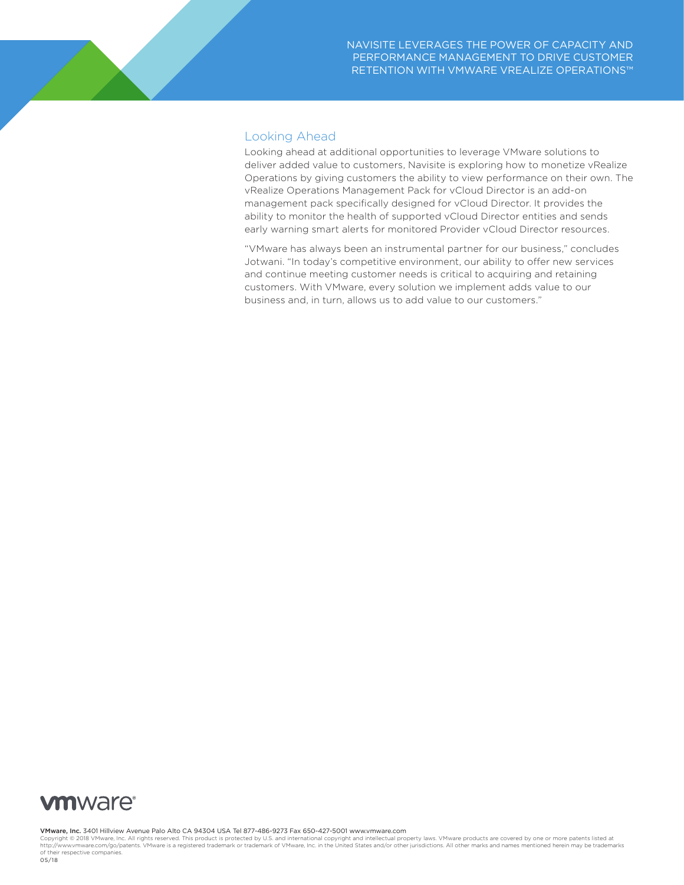## Looking Ahead

Looking ahead at additional opportunities to leverage VMware solutions to deliver added value to customers, Navisite is exploring how to monetize vRealize Operations by giving customers the ability to view performance on their own. The vRealize Operations Management Pack for vCloud Director is an add-on management pack specifically designed for vCloud Director. It provides the ability to monitor the health of supported vCloud Director entities and sends early warning smart alerts for monitored Provider vCloud Director resources.

"VMware has always been an instrumental partner for our business," concludes Jotwani. "In today's competitive environment, our ability to offer new services and continue meeting customer needs is critical to acquiring and retaining customers. With VMware, every solution we implement adds value to our business and, in turn, allows us to add value to our customers."

**VMware, Inc.** 3401 Hillview Avenue Palo Alto CA 94304 USA Tel 877-486-9273 Fax 650-427-5001 www.vmware.com
Copyright © 2018 VMware, Inc. All rights reserved. This product is protected by U.S. and international copyright and intellectual property laws. VMware products are covered by one or more patents listed at http://www.vmware.com/go/patents. VMware is a registered trademark or trademark of VMware, Inc. in the United States and/or other jurisdictions. All other marks and names mentioned herein may be trademarks of their respective companies.
05/18